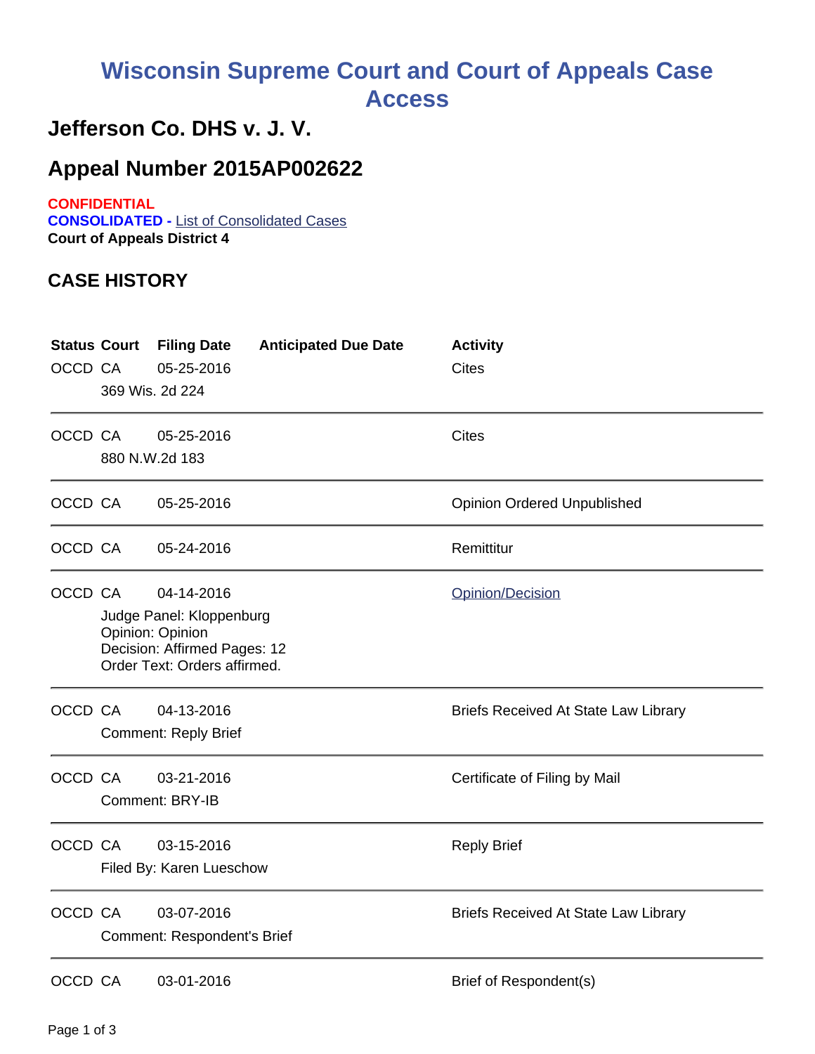# Wisconsin Supreme Court and Court of Appeals Case Access

## Jefferson Co. DHS v. J. V.

## Appeal Number 2015AP002622

**CONFIDENTIAL**
**CONSOLIDATED -** List of Consolidated Cases
**Court of Appeals District 4**

### CASE HISTORY

| Status | Court | Filing Date | Anticipated Due Date | Activity |
|---|---|---|---|---|
| OCCD | CA | 05-25-2016 | | Cites |
| | 369 Wis. 2d 224 | | | |
| OCCD | CA | 05-25-2016 | | Cites |
| | 880 N.W.2d 183 | | | |
| OCCD | CA | 05-25-2016 | | Opinion Ordered Unpublished |
| OCCD | CA | 05-24-2016 | | Remittitur |
| OCCD | CA | 04-14-2016 | | Opinion/Decision |
| | Judge Panel: Kloppenburg<br>Opinion: Opinion<br>Decision: Affirmed Pages: 12<br>Order Text: Orders affirmed. | | | |
| OCCD | CA | 04-13-2016 | | Briefs Received At State Law Library |
| | Comment: Reply Brief | | | |
| OCCD | CA | 03-21-2016 | | Certificate of Filing by Mail |
| | Comment: BRY-IB | | | |
| OCCD | CA | 03-15-2016 | | Reply Brief |
| | Filed By: Karen Lueschow | | | |
| OCCD | CA | 03-07-2016 | | Briefs Received At State Law Library |
| | Comment: Respondent's Brief | | | |
| OCCD | CA | 03-01-2016 | | Brief of Respondent(s) |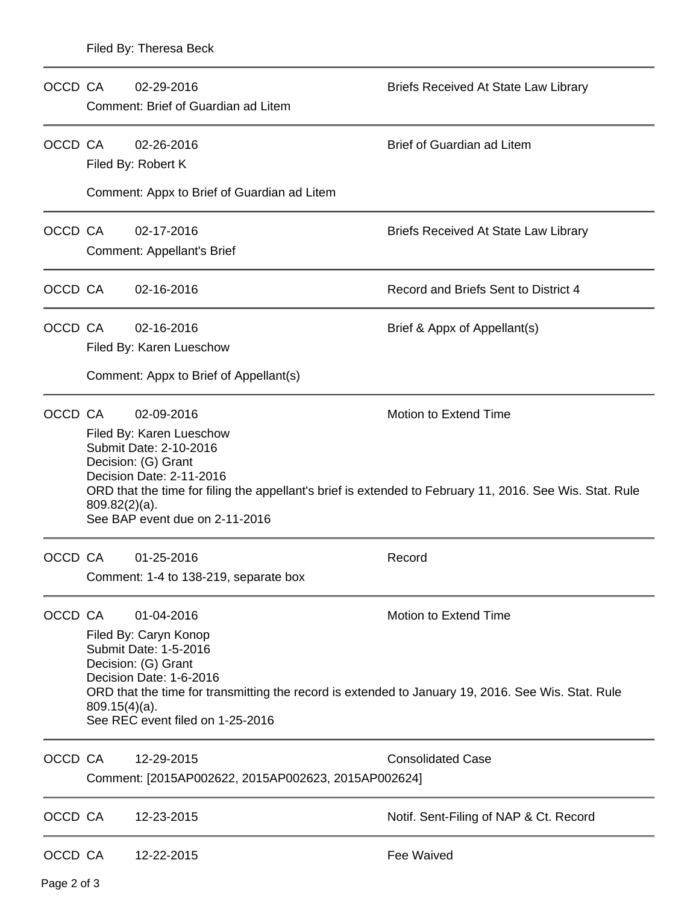Filed By: Theresa Beck

---

OCCD CA 02-29-2016 Briefs Received At State Law Library

Comment: Brief of Guardian ad Litem

---

OCCD CA 02-26-2016 Brief of Guardian ad Litem

Filed By: Robert K

Comment: Appx to Brief of Guardian ad Litem

---

OCCD CA 02-17-2016 Briefs Received At State Law Library

Comment: Appellant's Brief

---

OCCD CA 02-16-2016 Record and Briefs Sent to District 4

---

OCCD CA 02-16-2016 Brief & Appx of Appellant(s)

Filed By: Karen Lueschow

Comment: Appx to Brief of Appellant(s)

---

OCCD CA 02-09-2016 Motion to Extend Time

Filed By: Karen Lueschow
Submit Date: 2-10-2016
Decision: (G) Grant
Decision Date: 2-11-2016
ORD that the time for filing the appellant's brief is extended to February 11, 2016. See Wis. Stat. Rule 809.82(2)(a).
See BAP event due on 2-11-2016

---

OCCD CA 01-25-2016 Record

Comment: 1-4 to 138-219, separate box

---

OCCD CA 01-04-2016 Motion to Extend Time

Filed By: Caryn Konop
Submit Date: 1-5-2016
Decision: (G) Grant
Decision Date: 1-6-2016
ORD that the time for transmitting the record is extended to January 19, 2016. See Wis. Stat. Rule 809.15(4)(a).
See REC event filed on 1-25-2016

---

OCCD CA 12-29-2015 Consolidated Case

Comment: [2015AP002622, 2015AP002623, 2015AP002624]

---

OCCD CA 12-23-2015 Notif. Sent-Filing of NAP & Ct. Record

---

OCCD CA 12-22-2015 Fee Waived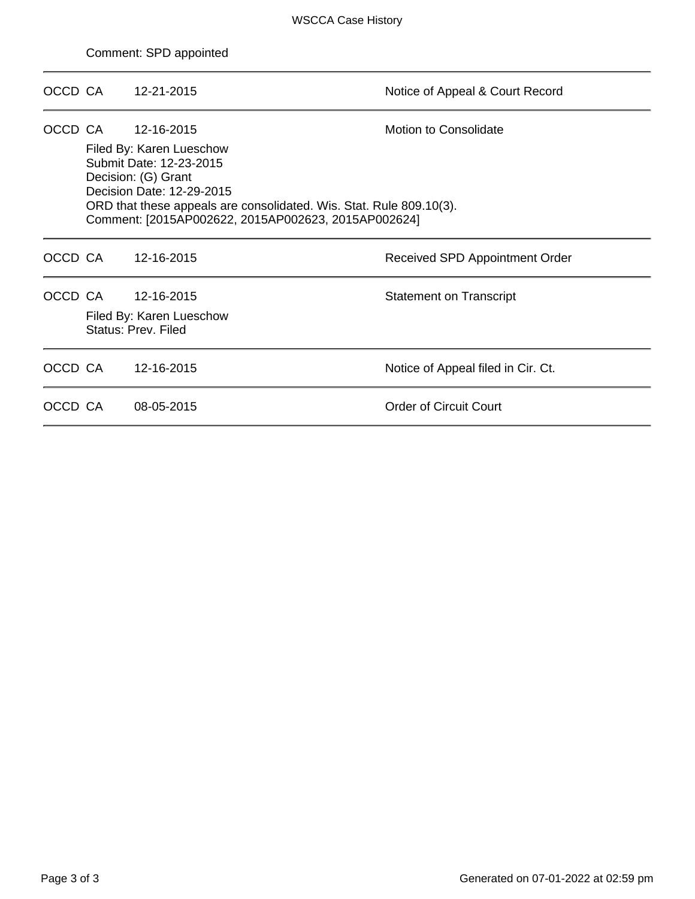Comment: SPD appointed

| | | | |
|---|---|---|---|
| OCCD | CA | 12-21-2015 | Notice of Appeal & Court Record |
| OCCD | CA | 12-16-2015 | Motion to Consolidate |

Filed By: Karen Lueschow
Submit Date: 12-23-2015
Decision: (G) Grant
Decision Date: 12-29-2015
ORD that these appeals are consolidated. Wis. Stat. Rule 809.10(3).
Comment: [2015AP002622, 2015AP002623, 2015AP002624]

| | | | |
|---|---|---|---|
| OCCD | CA | 12-16-2015 | Received SPD Appointment Order |
| OCCD | CA | 12-16-2015 | Statement on Transcript |

Filed By: Karen Lueschow
Status: Prev. Filed

| | | | |
|---|---|---|---|
| OCCD | CA | 12-16-2015 | Notice of Appeal filed in Cir. Ct. |
| OCCD | CA | 08-05-2015 | Order of Circuit Court |

Generated on 07-01-2022 at 02:59 pm